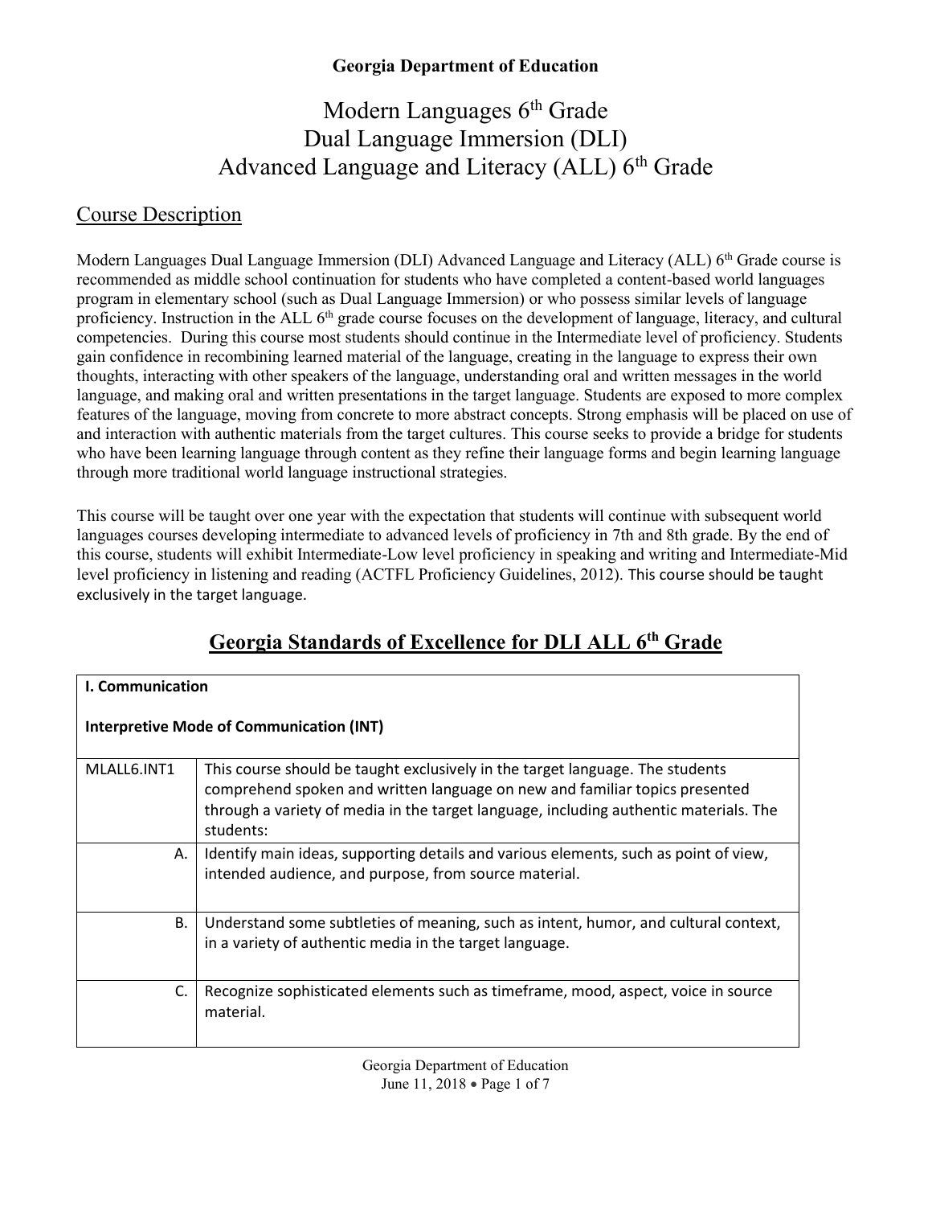**Georgia Department of Education**

# Modern Languages 6th Grade Dual Language Immersion (DLI) Advanced Language and Literacy (ALL) 6th Grade

## Course Description

Modern Languages Dual Language Immersion (DLI) Advanced Language and Literacy (ALL) 6th Grade course is recommended as middle school continuation for students who have completed a content-based world languages program in elementary school (such as Dual Language Immersion) or who possess similar levels of language proficiency. Instruction in the ALL 6th grade course focuses on the development of language, literacy, and cultural competencies. During this course most students should continue in the Intermediate level of proficiency. Students gain confidence in recombining learned material of the language, creating in the language to express their own thoughts, interacting with other speakers of the language, understanding oral and written messages in the world language, and making oral and written presentations in the target language. Students are exposed to more complex features of the language, moving from concrete to more abstract concepts. Strong emphasis will be placed on use of and interaction with authentic materials from the target cultures. This course seeks to provide a bridge for students who have been learning language through content as they refine their language forms and begin learning language through more traditional world language instructional strategies.

This course will be taught over one year with the expectation that students will continue with subsequent world languages courses developing intermediate to advanced levels of proficiency in 7th and 8th grade. By the end of this course, students will exhibit Intermediate-Low level proficiency in speaking and writing and Intermediate-Mid level proficiency in listening and reading (ACTFL Proficiency Guidelines, 2012). This course should be taught exclusively in the target language.

## Georgia Standards of Excellence for DLI ALL 6th Grade

| **I. Communication**<br><br>**Interpretive Mode of Communication (INT)** | |
|---|---|
| MLALL6.INT1 | This course should be taught exclusively in the target language. The students comprehend spoken and written language on new and familiar topics presented through a variety of media in the target language, including authentic materials. The students: |
| A. | Identify main ideas, supporting details and various elements, such as point of view, intended audience, and purpose, from source material. |
| B. | Understand some subtleties of meaning, such as intent, humor, and cultural context, in a variety of authentic media in the target language. |
| C. | Recognize sophisticated elements such as timeframe, mood, aspect, voice in source material. |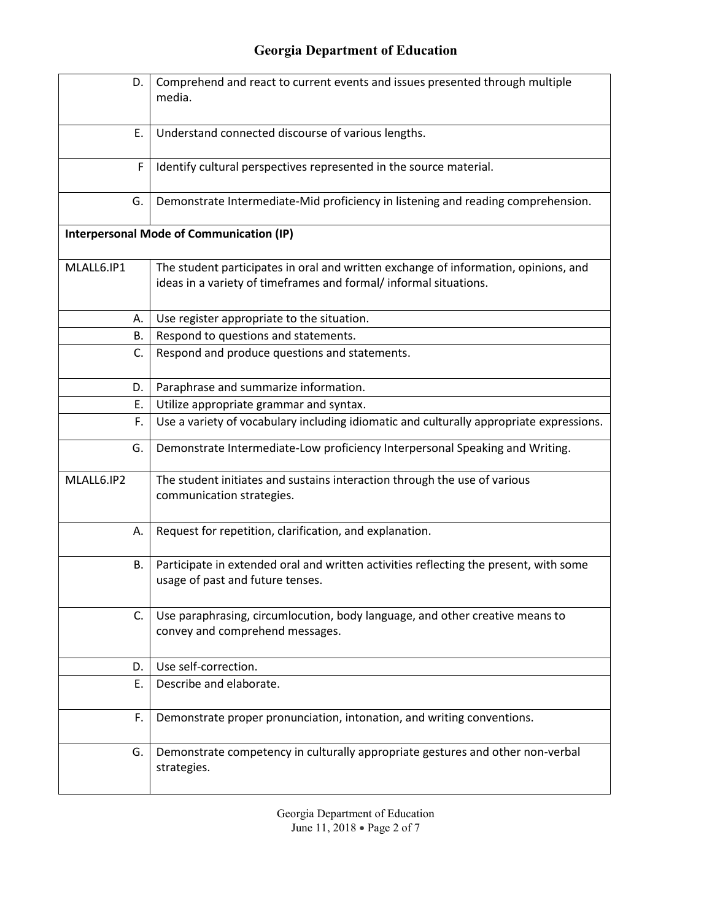| | |
|---|---|
| D. | Comprehend and react to current events and issues presented through multiple media. |
| E. | Understand connected discourse of various lengths. |
| F | Identify cultural perspectives represented in the source material. |
| G. | Demonstrate Intermediate-Mid proficiency in listening and reading comprehension. |
| **Interpersonal Mode of Communication (IP)** | |
| MLALL6.IP1 | The student participates in oral and written exchange of information, opinions, and ideas in a variety of timeframes and formal/ informal situations. |
| A. | Use register appropriate to the situation. |
| B. | Respond to questions and statements. |
| C. | Respond and produce questions and statements. |
| D. | Paraphrase and summarize information. |
| E. | Utilize appropriate grammar and syntax. |
| F. | Use a variety of vocabulary including idiomatic and culturally appropriate expressions. |
| G. | Demonstrate Intermediate-Low proficiency Interpersonal Speaking and Writing. |
| MLALL6.IP2 | The student initiates and sustains interaction through the use of various communication strategies. |
| A. | Request for repetition, clarification, and explanation. |
| B. | Participate in extended oral and written activities reflecting the present, with some usage of past and future tenses. |
| C. | Use paraphrasing, circumlocution, body language, and other creative means to convey and comprehend messages. |
| D. | Use self-correction. |
| E. | Describe and elaborate. |
| F. | Demonstrate proper pronunciation, intonation, and writing conventions. |
| G. | Demonstrate competency in culturally appropriate gestures and other non-verbal strategies. |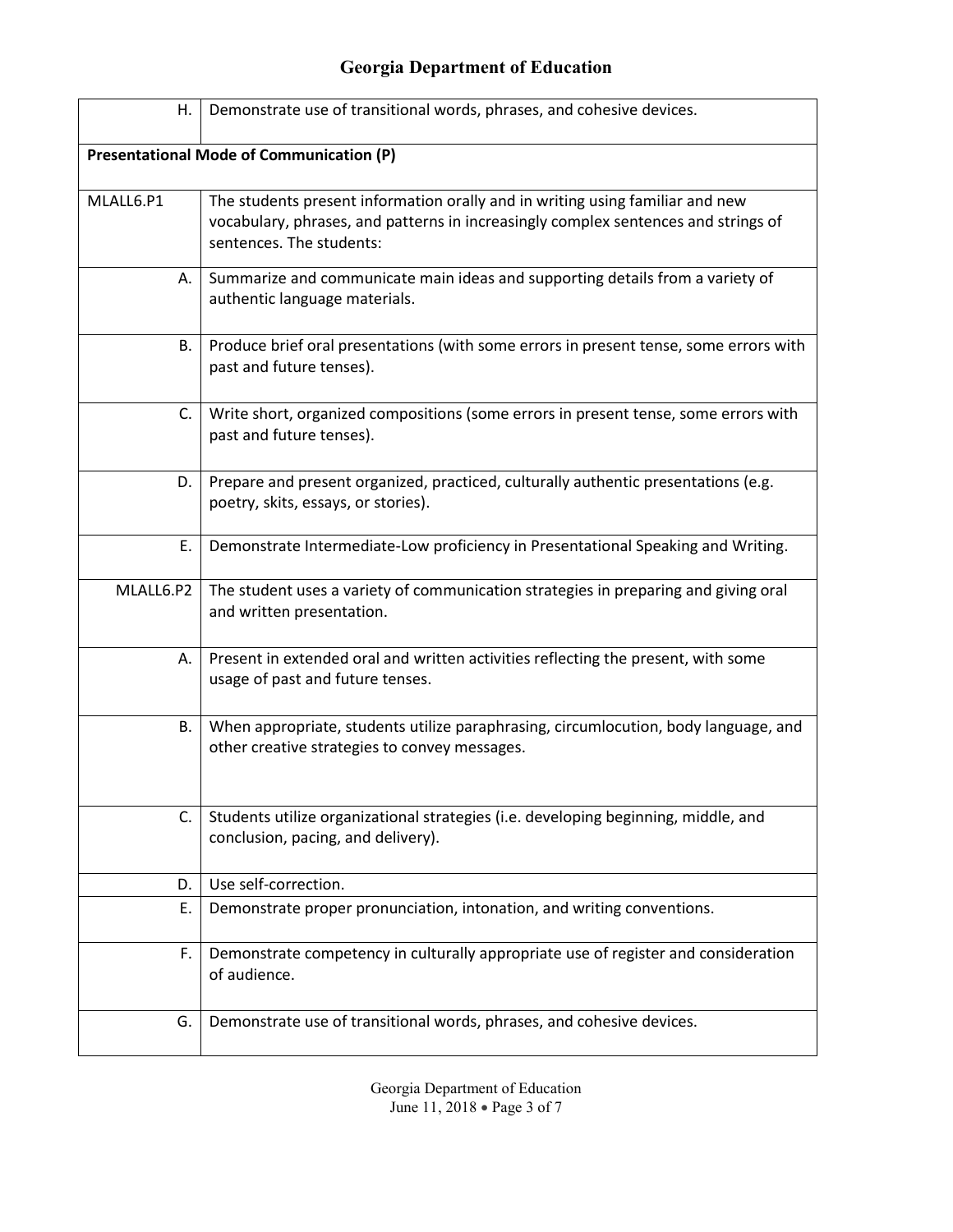| | |
|---|---|
| H. | Demonstrate use of transitional words, phrases, and cohesive devices. |
| **Presentational Mode of Communication (P)** | |
| MLALL6.P1 | The students present information orally and in writing using familiar and new vocabulary, phrases, and patterns in increasingly complex sentences and strings of sentences. The students: |
| A. | Summarize and communicate main ideas and supporting details from a variety of authentic language materials. |
| B. | Produce brief oral presentations (with some errors in present tense, some errors with past and future tenses). |
| C. | Write short, organized compositions (some errors in present tense, some errors with past and future tenses). |
| D. | Prepare and present organized, practiced, culturally authentic presentations (e.g. poetry, skits, essays, or stories). |
| E. | Demonstrate Intermediate-Low proficiency in Presentational Speaking and Writing. |
| MLALL6.P2 | The student uses a variety of communication strategies in preparing and giving oral and written presentation. |
| A. | Present in extended oral and written activities reflecting the present, with some usage of past and future tenses. |
| B. | When appropriate, students utilize paraphrasing, circumlocution, body language, and other creative strategies to convey messages. |
| C. | Students utilize organizational strategies (i.e. developing beginning, middle, and conclusion, pacing, and delivery). |
| D. | Use self-correction. |
| E. | Demonstrate proper pronunciation, intonation, and writing conventions. |
| F. | Demonstrate competency in culturally appropriate use of register and consideration of audience. |
| G. | Demonstrate use of transitional words, phrases, and cohesive devices. |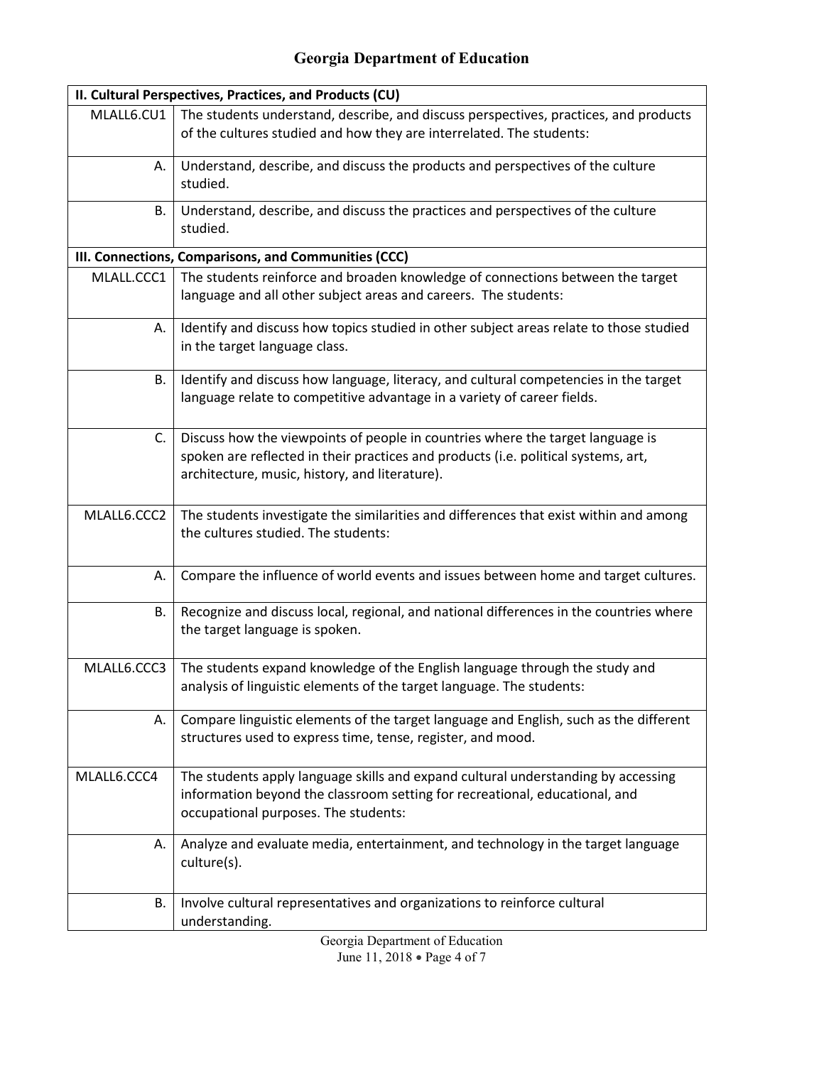| II. Cultural Perspectives, Practices, and Products (CU) | |
|---|---|
| MLALL6.CU1 | The students understand, describe, and discuss perspectives, practices, and products of the cultures studied and how they are interrelated. The students: |
| A. | Understand, describe, and discuss the products and perspectives of the culture studied. |
| B. | Understand, describe, and discuss the practices and perspectives of the culture studied. |
| **III. Connections, Comparisons, and Communities (CCC)** | |
| MLALL.CCC1 | The students reinforce and broaden knowledge of connections between the target language and all other subject areas and careers. The students: |
| A. | Identify and discuss how topics studied in other subject areas relate to those studied in the target language class. |
| B. | Identify and discuss how language, literacy, and cultural competencies in the target language relate to competitive advantage in a variety of career fields. |
| C. | Discuss how the viewpoints of people in countries where the target language is spoken are reflected in their practices and products (i.e. political systems, art, architecture, music, history, and literature). |
| MLALL6.CCC2 | The students investigate the similarities and differences that exist within and among the cultures studied. The students: |
| A. | Compare the influence of world events and issues between home and target cultures. |
| B. | Recognize and discuss local, regional, and national differences in the countries where the target language is spoken. |
| MLALL6.CCC3 | The students expand knowledge of the English language through the study and analysis of linguistic elements of the target language. The students: |
| A. | Compare linguistic elements of the target language and English, such as the different structures used to express time, tense, register, and mood. |
| MLALL6.CCC4 | The students apply language skills and expand cultural understanding by accessing information beyond the classroom setting for recreational, educational, and occupational purposes. The students: |
| A. | Analyze and evaluate media, entertainment, and technology in the target language culture(s). |
| B. | Involve cultural representatives and organizations to reinforce cultural understanding. |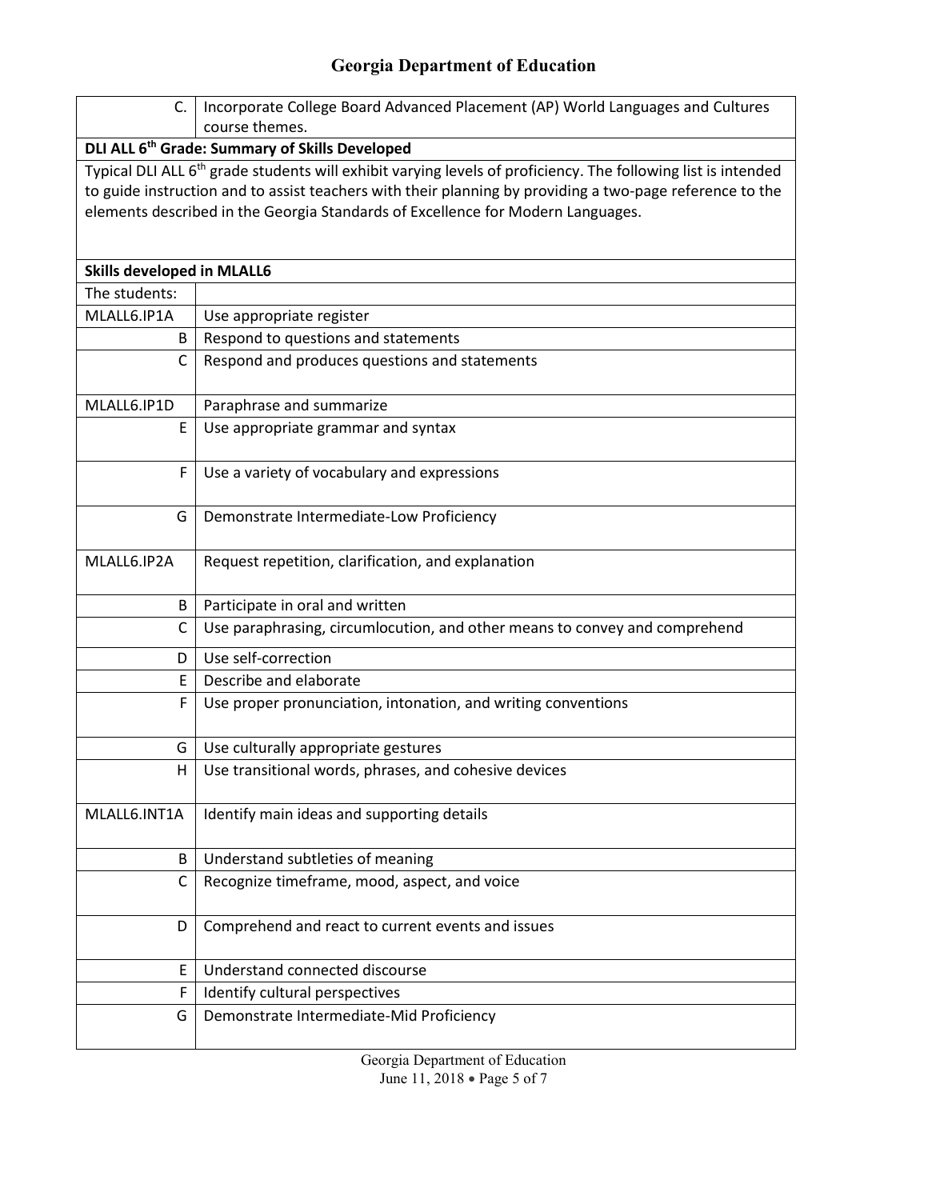| | |
|---|---|
| C. | Incorporate College Board Advanced Placement (AP) World Languages and Cultures course themes. |
| **DLI ALL 6th Grade: Summary of Skills Developed** | |
| Typical DLI ALL 6th grade students will exhibit varying levels of proficiency. The following list is intended to guide instruction and to assist teachers with their planning by providing a two-page reference to the elements described in the Georgia Standards of Excellence for Modern Languages. | |
| **Skills developed in MLALL6** | |
| The students: | |
| MLALL6.IP1A | Use appropriate register |
| B | Respond to questions and statements |
| C | Respond and produces questions and statements |
| MLALL6.IP1D | Paraphrase and summarize |
| E | Use appropriate grammar and syntax |
| F | Use a variety of vocabulary and expressions |
| G | Demonstrate Intermediate-Low Proficiency |
| MLALL6.IP2A | Request repetition, clarification, and explanation |
| B | Participate in oral and written |
| C | Use paraphrasing, circumlocution, and other means to convey and comprehend |
| D | Use self-correction |
| E | Describe and elaborate |
| F | Use proper pronunciation, intonation, and writing conventions |
| G | Use culturally appropriate gestures |
| H | Use transitional words, phrases, and cohesive devices |
| MLALL6.INT1A | Identify main ideas and supporting details |
| B | Understand subtleties of meaning |
| C | Recognize timeframe, mood, aspect, and voice |
| D | Comprehend and react to current events and issues |
| E | Understand connected discourse |
| F | Identify cultural perspectives |
| G | Demonstrate Intermediate-Mid Proficiency |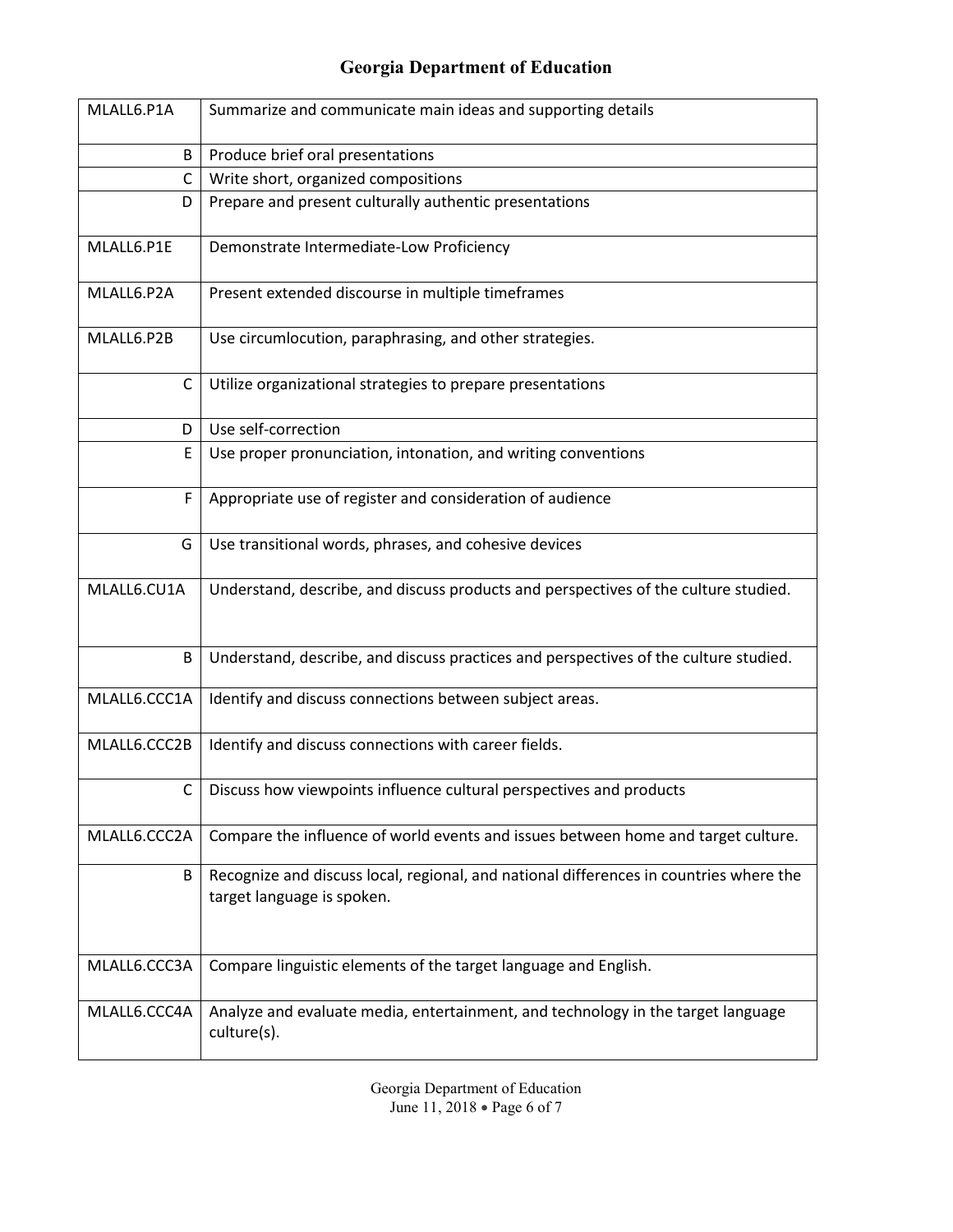| | |
|---|---|
| MLALL6.P1A | Summarize and communicate main ideas and supporting details |
| B | Produce brief oral presentations |
| C | Write short, organized compositions |
| D | Prepare and present culturally authentic presentations |
| MLALL6.P1E | Demonstrate Intermediate-Low Proficiency |
| MLALL6.P2A | Present extended discourse in multiple timeframes |
| MLALL6.P2B | Use circumlocution, paraphrasing, and other strategies. |
| C | Utilize organizational strategies to prepare presentations |
| D | Use self-correction |
| E | Use proper pronunciation, intonation, and writing conventions |
| F | Appropriate use of register and consideration of audience |
| G | Use transitional words, phrases, and cohesive devices |
| MLALL6.CU1A | Understand, describe, and discuss products and perspectives of the culture studied. |
| B | Understand, describe, and discuss practices and perspectives of the culture studied. |
| MLALL6.CCC1A | Identify and discuss connections between subject areas. |
| MLALL6.CCC2B | Identify and discuss connections with career fields. |
| C | Discuss how viewpoints influence cultural perspectives and products |
| MLALL6.CCC2A | Compare the influence of world events and issues between home and target culture. |
| B | Recognize and discuss local, regional, and national differences in countries where the target language is spoken. |
| MLALL6.CCC3A | Compare linguistic elements of the target language and English. |
| MLALL6.CCC4A | Analyze and evaluate media, entertainment, and technology in the target language culture(s). |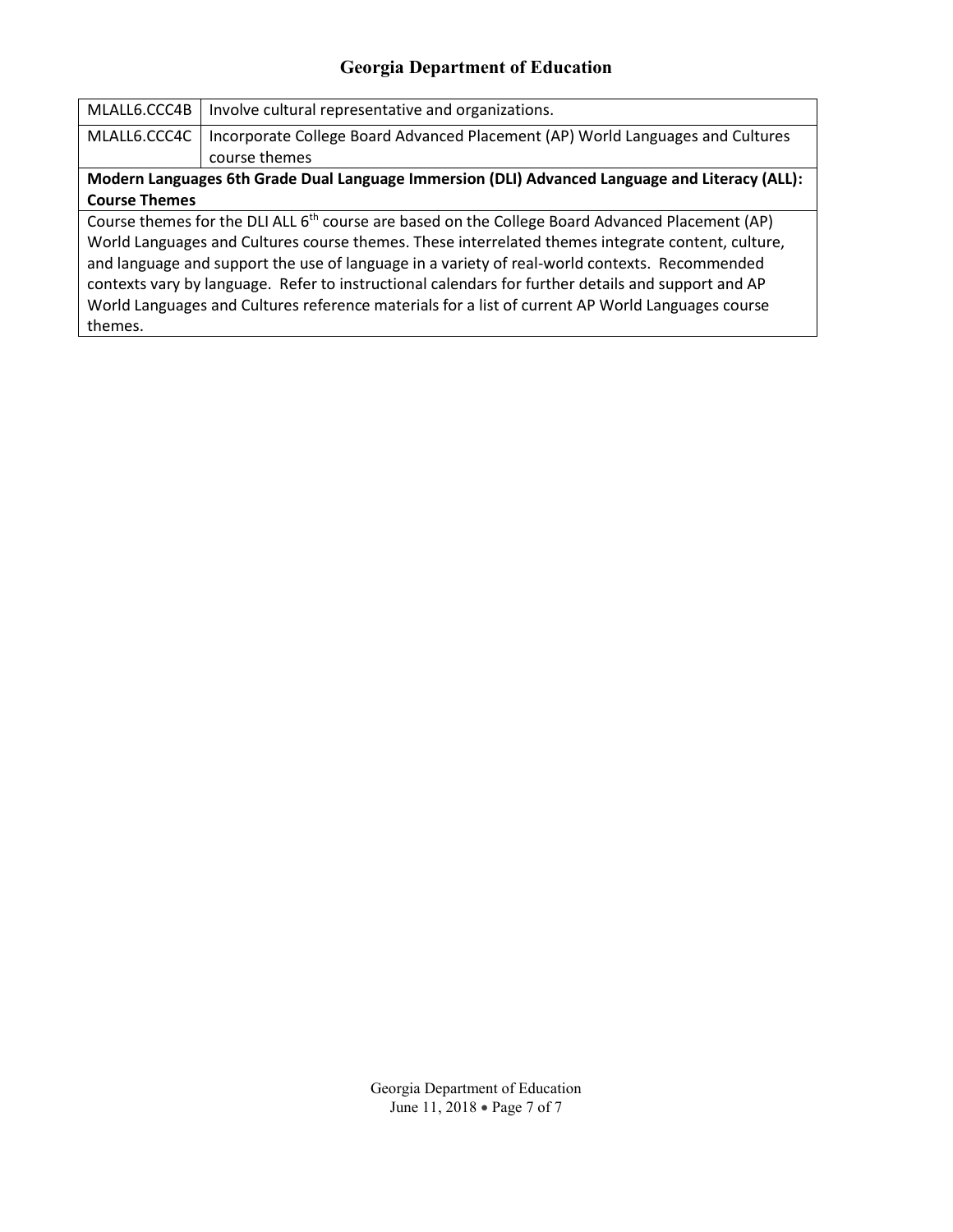| | |
|---|---|
| MLALL6.CCC4B | Involve cultural representative and organizations. |
| MLALL6.CCC4C | Incorporate College Board Advanced Placement (AP) World Languages and Cultures course themes |

**Modern Languages 6th Grade Dual Language Immersion (DLI) Advanced Language and Literacy (ALL): Course Themes**

Course themes for the DLI ALL 6th course are based on the College Board Advanced Placement (AP) World Languages and Cultures course themes. These interrelated themes integrate content, culture, and language and support the use of language in a variety of real-world contexts. Recommended contexts vary by language. Refer to instructional calendars for further details and support and AP World Languages and Cultures reference materials for a list of current AP World Languages course themes.